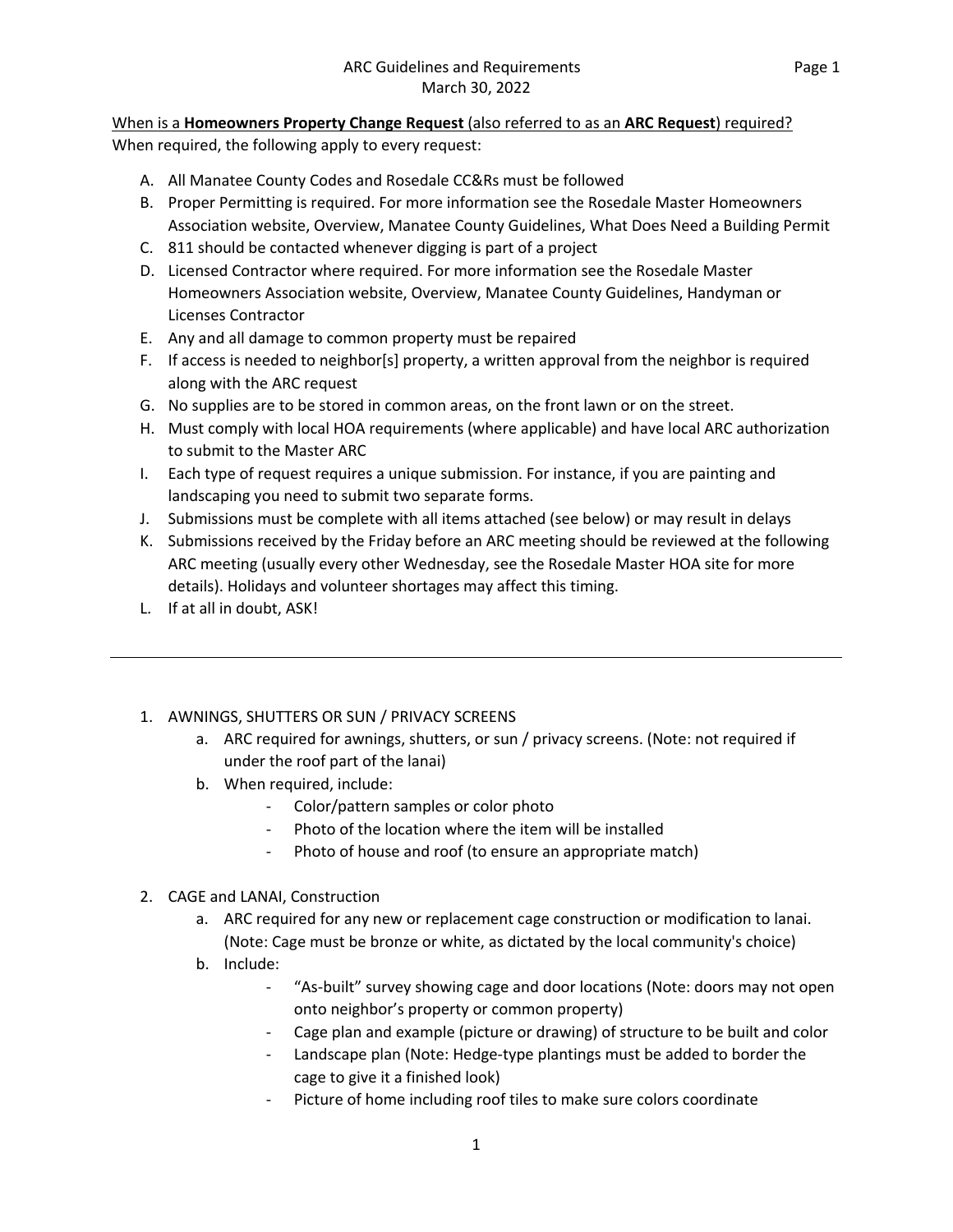When is a **Homeowners Property Change Request** (also referred to as an **ARC Request**) required?
When required, the following apply to every request:

A. All Manatee County Codes and Rosedale CC&Rs must be followed
B. Proper Permitting is required. For more information see the Rosedale Master Homeowners Association website, Overview, Manatee County Guidelines, What Does Need a Building Permit
C. 811 should be contacted whenever digging is part of a project
D. Licensed Contractor where required. For more information see the Rosedale Master Homeowners Association website, Overview, Manatee County Guidelines, Handyman or Licenses Contractor
E. Any and all damage to common property must be repaired
F. If access is needed to neighbor[s] property, a written approval from the neighbor is required along with the ARC request
G. No supplies are to be stored in common areas, on the front lawn or on the street.
H. Must comply with local HOA requirements (where applicable) and have local ARC authorization to submit to the Master ARC
I. Each type of request requires a unique submission. For instance, if you are painting and landscaping you need to submit two separate forms.
J. Submissions must be complete with all items attached (see below) or may result in delays
K. Submissions received by the Friday before an ARC meeting should be reviewed at the following ARC meeting (usually every other Wednesday, see the Rosedale Master HOA site for more details). Holidays and volunteer shortages may affect this timing.
L. If at all in doubt, ASK!

---

1. AWNINGS, SHUTTERS OR SUN / PRIVACY SCREENS
   a. ARC required for awnings, shutters, or sun / privacy screens. (Note: not required if under the roof part of the lanai)
   b. When required, include:
      - Color/pattern samples or color photo
      - Photo of the location where the item will be installed
      - Photo of house and roof (to ensure an appropriate match)

2. CAGE and LANAI, Construction
   a. ARC required for any new or replacement cage construction or modification to lanai. (Note: Cage must be bronze or white, as dictated by the local community's choice)
   b. Include:
      - "As-built" survey showing cage and door locations (Note: doors may not open onto neighbor's property or common property)
      - Cage plan and example (picture or drawing) of structure to be built and color
      - Landscape plan (Note: Hedge-type plantings must be added to border the cage to give it a finished look)
      - Picture of home including roof tiles to make sure colors coordinate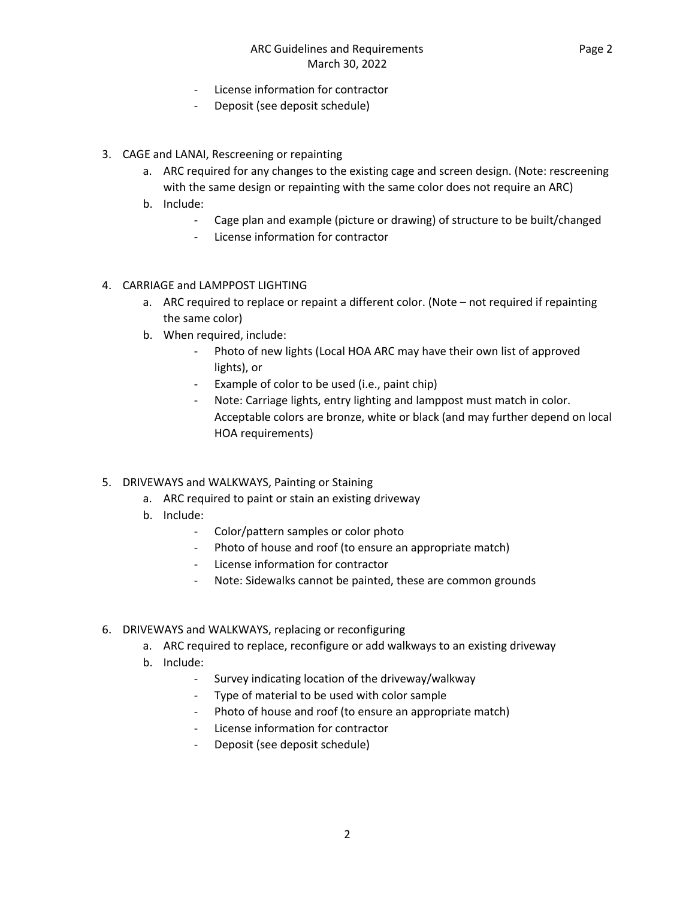- License information for contractor
- Deposit (see deposit schedule)

3. CAGE and LANAI, Rescreening or repainting
   a. ARC required for any changes to the existing cage and screen design. (Note: rescreening with the same design or repainting with the same color does not require an ARC)
   b. Include:
      - Cage plan and example (picture or drawing) of structure to be built/changed
      - License information for contractor

4. CARRIAGE and LAMPPOST LIGHTING
   a. ARC required to replace or repaint a different color. (Note – not required if repainting the same color)
   b. When required, include:
      - Photo of new lights (Local HOA ARC may have their own list of approved lights), or
      - Example of color to be used (i.e., paint chip)
      - Note: Carriage lights, entry lighting and lamppost must match in color. Acceptable colors are bronze, white or black (and may further depend on local HOA requirements)

5. DRIVEWAYS and WALKWAYS, Painting or Staining
   a. ARC required to paint or stain an existing driveway
   b. Include:
      - Color/pattern samples or color photo
      - Photo of house and roof (to ensure an appropriate match)
      - License information for contractor
      - Note: Sidewalks cannot be painted, these are common grounds

6. DRIVEWAYS and WALKWAYS, replacing or reconfiguring
   a. ARC required to replace, reconfigure or add walkways to an existing driveway
   b. Include:
      - Survey indicating location of the driveway/walkway
      - Type of material to be used with color sample
      - Photo of house and roof (to ensure an appropriate match)
      - License information for contractor
      - Deposit (see deposit schedule)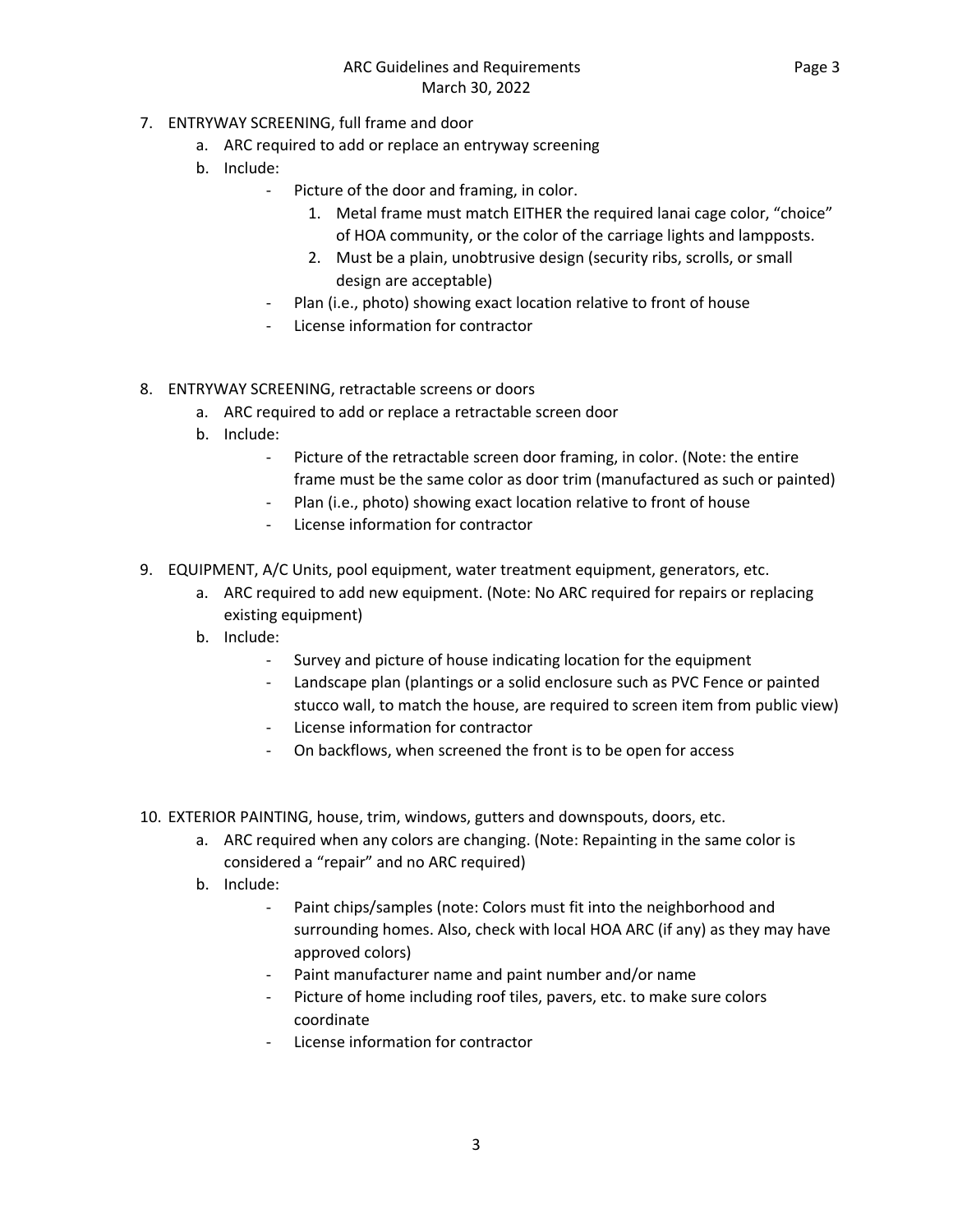7. ENTRYWAY SCREENING, full frame and door
    a. ARC required to add or replace an entryway screening
    b. Include:
        - Picture of the door and framing, in color.
            1. Metal frame must match EITHER the required lanai cage color, "choice" of HOA community, or the color of the carriage lights and lampposts.
            2. Must be a plain, unobtrusive design (security ribs, scrolls, or small design are acceptable)
        - Plan (i.e., photo) showing exact location relative to front of house
        - License information for contractor

8. ENTRYWAY SCREENING, retractable screens or doors
    a. ARC required to add or replace a retractable screen door
    b. Include:
        - Picture of the retractable screen door framing, in color. (Note: the entire frame must be the same color as door trim (manufactured as such or painted)
        - Plan (i.e., photo) showing exact location relative to front of house
        - License information for contractor

9. EQUIPMENT, A/C Units, pool equipment, water treatment equipment, generators, etc.
    a. ARC required to add new equipment. (Note: No ARC required for repairs or replacing existing equipment)
    b. Include:
        - Survey and picture of house indicating location for the equipment
        - Landscape plan (plantings or a solid enclosure such as PVC Fence or painted stucco wall, to match the house, are required to screen item from public view)
        - License information for contractor
        - On backflows, when screened the front is to be open for access

10. EXTERIOR PAINTING, house, trim, windows, gutters and downspouts, doors, etc.
    a. ARC required when any colors are changing. (Note: Repainting in the same color is considered a "repair" and no ARC required)
    b. Include:
        - Paint chips/samples (note: Colors must fit into the neighborhood and surrounding homes. Also, check with local HOA ARC (if any) as they may have approved colors)
        - Paint manufacturer name and paint number and/or name
        - Picture of home including roof tiles, pavers, etc. to make sure colors coordinate
        - License information for contractor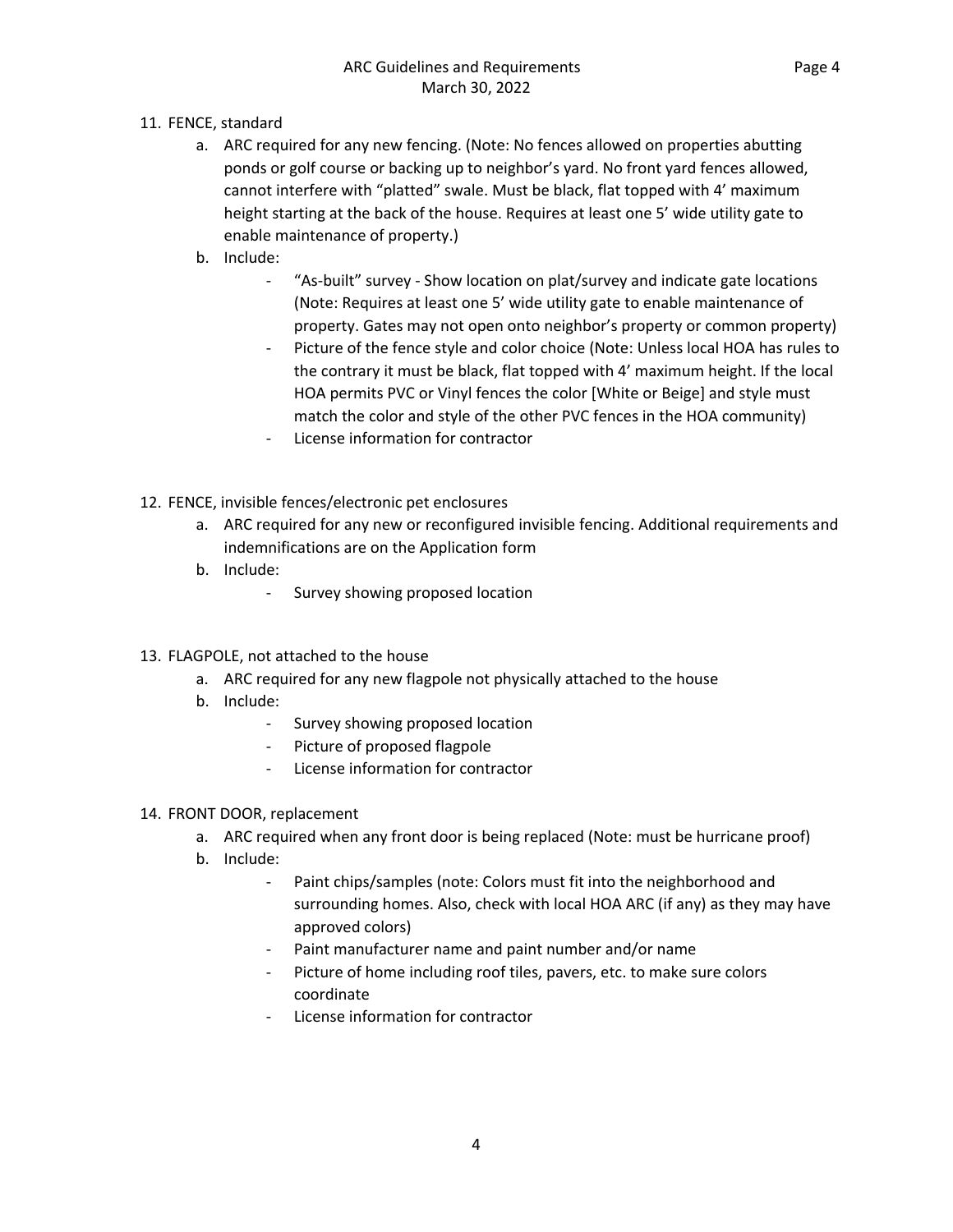11. FENCE, standard
    a. ARC required for any new fencing. (Note: No fences allowed on properties abutting ponds or golf course or backing up to neighbor's yard. No front yard fences allowed, cannot interfere with "platted" swale. Must be black, flat topped with 4' maximum height starting at the back of the house. Requires at least one 5' wide utility gate to enable maintenance of property.)
    b. Include:
        - "As-built" survey - Show location on plat/survey and indicate gate locations (Note: Requires at least one 5' wide utility gate to enable maintenance of property. Gates may not open onto neighbor's property or common property)
        - Picture of the fence style and color choice (Note: Unless local HOA has rules to the contrary it must be black, flat topped with 4' maximum height. If the local HOA permits PVC or Vinyl fences the color [White or Beige] and style must match the color and style of the other PVC fences in the HOA community)
        - License information for contractor

12. FENCE, invisible fences/electronic pet enclosures
    a. ARC required for any new or reconfigured invisible fencing. Additional requirements and indemnifications are on the Application form
    b. Include:
        - Survey showing proposed location

13. FLAGPOLE, not attached to the house
    a. ARC required for any new flagpole not physically attached to the house
    b. Include:
        - Survey showing proposed location
        - Picture of proposed flagpole
        - License information for contractor

14. FRONT DOOR, replacement
    a. ARC required when any front door is being replaced (Note: must be hurricane proof)
    b. Include:
        - Paint chips/samples (note: Colors must fit into the neighborhood and surrounding homes. Also, check with local HOA ARC (if any) as they may have approved colors)
        - Paint manufacturer name and paint number and/or name
        - Picture of home including roof tiles, pavers, etc. to make sure colors coordinate
        - License information for contractor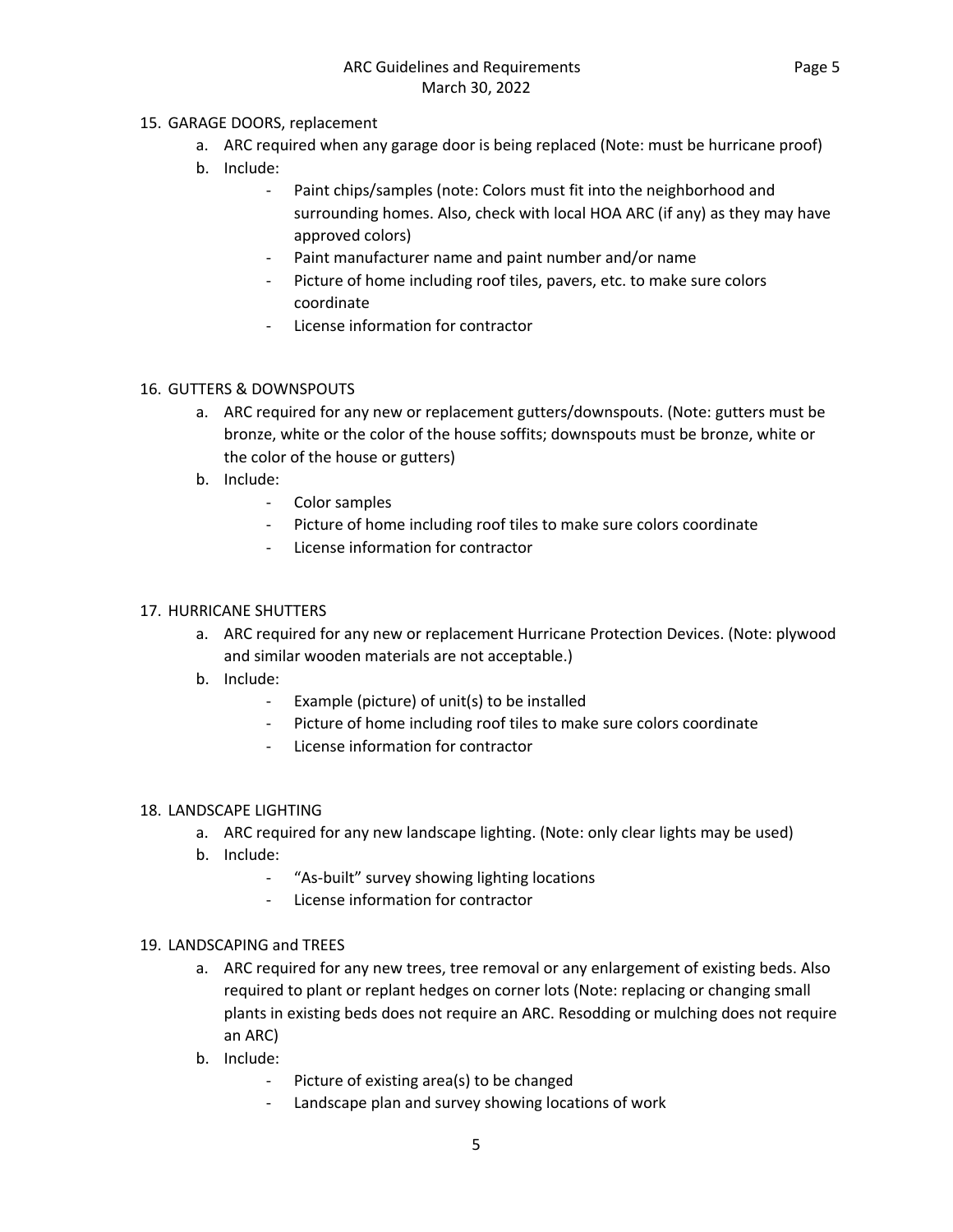15. GARAGE DOORS, replacement
    a. ARC required when any garage door is being replaced (Note: must be hurricane proof)
    b. Include:
        - Paint chips/samples (note: Colors must fit into the neighborhood and surrounding homes. Also, check with local HOA ARC (if any) as they may have approved colors)
        - Paint manufacturer name and paint number and/or name
        - Picture of home including roof tiles, pavers, etc. to make sure colors coordinate
        - License information for contractor

16. GUTTERS & DOWNSPOUTS
    a. ARC required for any new or replacement gutters/downspouts. (Note: gutters must be bronze, white or the color of the house soffits; downspouts must be bronze, white or the color of the house or gutters)
    b. Include:
        - Color samples
        - Picture of home including roof tiles to make sure colors coordinate
        - License information for contractor

17. HURRICANE SHUTTERS
    a. ARC required for any new or replacement Hurricane Protection Devices. (Note: plywood and similar wooden materials are not acceptable.)
    b. Include:
        - Example (picture) of unit(s) to be installed
        - Picture of home including roof tiles to make sure colors coordinate
        - License information for contractor

18. LANDSCAPE LIGHTING
    a. ARC required for any new landscape lighting. (Note: only clear lights may be used)
    b. Include:
        - "As-built" survey showing lighting locations
        - License information for contractor

19. LANDSCAPING and TREES
    a. ARC required for any new trees, tree removal or any enlargement of existing beds. Also required to plant or replant hedges on corner lots (Note: replacing or changing small plants in existing beds does not require an ARC. Resodding or mulching does not require an ARC)
    b. Include:
        - Picture of existing area(s) to be changed
        - Landscape plan and survey showing locations of work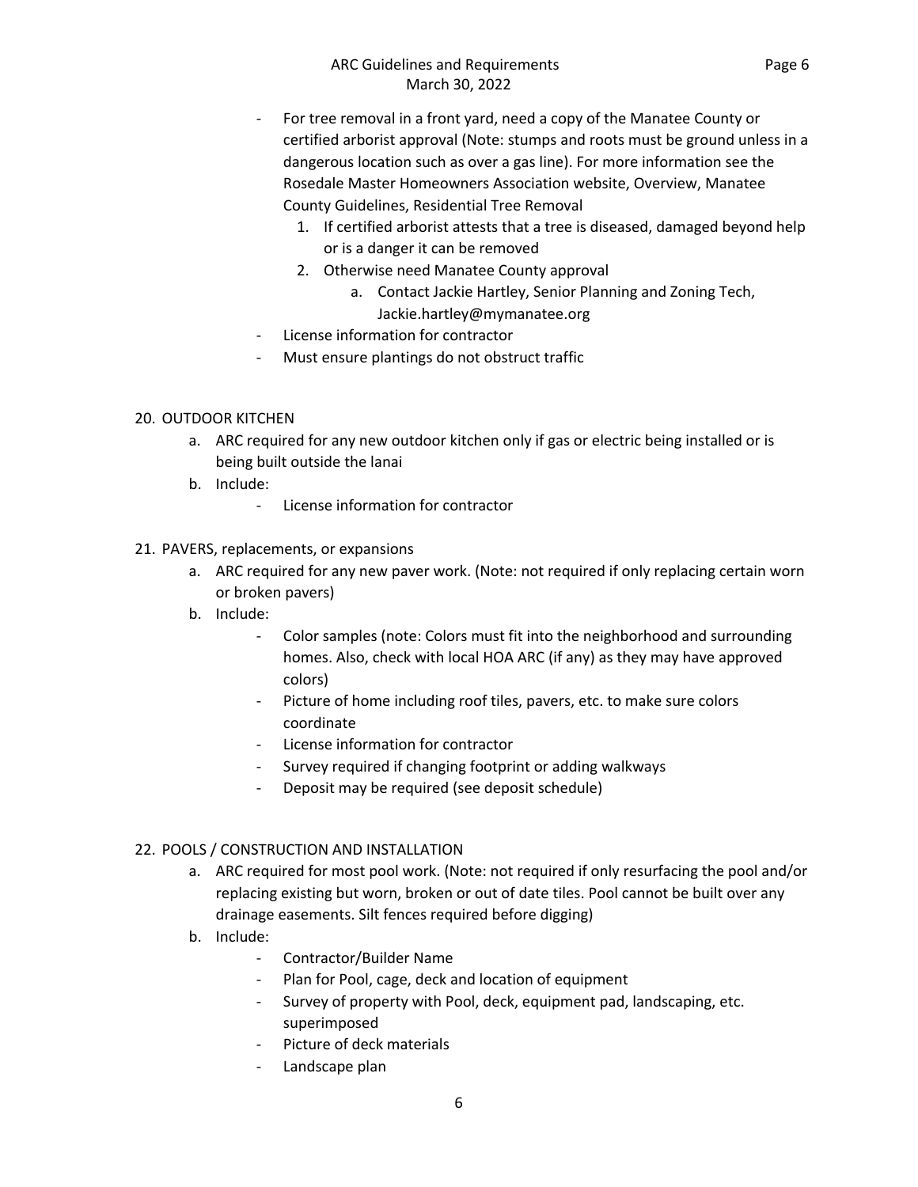- For tree removal in a front yard, need a copy of the Manatee County or certified arborist approval (Note: stumps and roots must be ground unless in a dangerous location such as over a gas line). For more information see the Rosedale Master Homeowners Association website, Overview, Manatee County Guidelines, Residential Tree Removal
    1. If certified arborist attests that a tree is diseased, damaged beyond help or is a danger it can be removed
    2. Otherwise need Manatee County approval
        a. Contact Jackie Hartley, Senior Planning and Zoning Tech, Jackie.hartley@mymanatee.org
- License information for contractor
- Must ensure plantings do not obstruct traffic

20. OUTDOOR KITCHEN
    a. ARC required for any new outdoor kitchen only if gas or electric being installed or is being built outside the lanai
    b. Include:
        - License information for contractor

21. PAVERS, replacements, or expansions
    a. ARC required for any new paver work. (Note: not required if only replacing certain worn or broken pavers)
    b. Include:
        - Color samples (note: Colors must fit into the neighborhood and surrounding homes. Also, check with local HOA ARC (if any) as they may have approved colors)
        - Picture of home including roof tiles, pavers, etc. to make sure colors coordinate
        - License information for contractor
        - Survey required if changing footprint or adding walkways
        - Deposit may be required (see deposit schedule)

22. POOLS / CONSTRUCTION AND INSTALLATION
    a. ARC required for most pool work. (Note: not required if only resurfacing the pool and/or replacing existing but worn, broken or out of date tiles. Pool cannot be built over any drainage easements. Silt fences required before digging)
    b. Include:
        - Contractor/Builder Name
        - Plan for Pool, cage, deck and location of equipment
        - Survey of property with Pool, deck, equipment pad, landscaping, etc. superimposed
        - Picture of deck materials
        - Landscape plan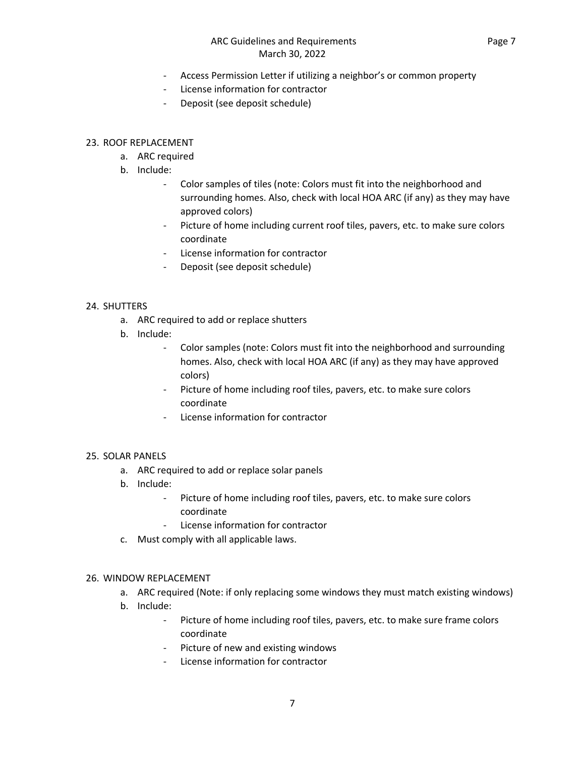- Access Permission Letter if utilizing a neighbor's or common property
- License information for contractor
- Deposit (see deposit schedule)

23. ROOF REPLACEMENT
    a. ARC required
    b. Include:
        - Color samples of tiles (note: Colors must fit into the neighborhood and surrounding homes. Also, check with local HOA ARC (if any) as they may have approved colors)
        - Picture of home including current roof tiles, pavers, etc. to make sure colors coordinate
        - License information for contractor
        - Deposit (see deposit schedule)

24. SHUTTERS
    a. ARC required to add or replace shutters
    b. Include:
        - Color samples (note: Colors must fit into the neighborhood and surrounding homes. Also, check with local HOA ARC (if any) as they may have approved colors)
        - Picture of home including roof tiles, pavers, etc. to make sure colors coordinate
        - License information for contractor

25. SOLAR PANELS
    a. ARC required to add or replace solar panels
    b. Include:
        - Picture of home including roof tiles, pavers, etc. to make sure colors coordinate
        - License information for contractor
    c. Must comply with all applicable laws.

26. WINDOW REPLACEMENT
    a. ARC required (Note: if only replacing some windows they must match existing windows)
    b. Include:
        - Picture of home including roof tiles, pavers, etc. to make sure frame colors coordinate
        - Picture of new and existing windows
        - License information for contractor